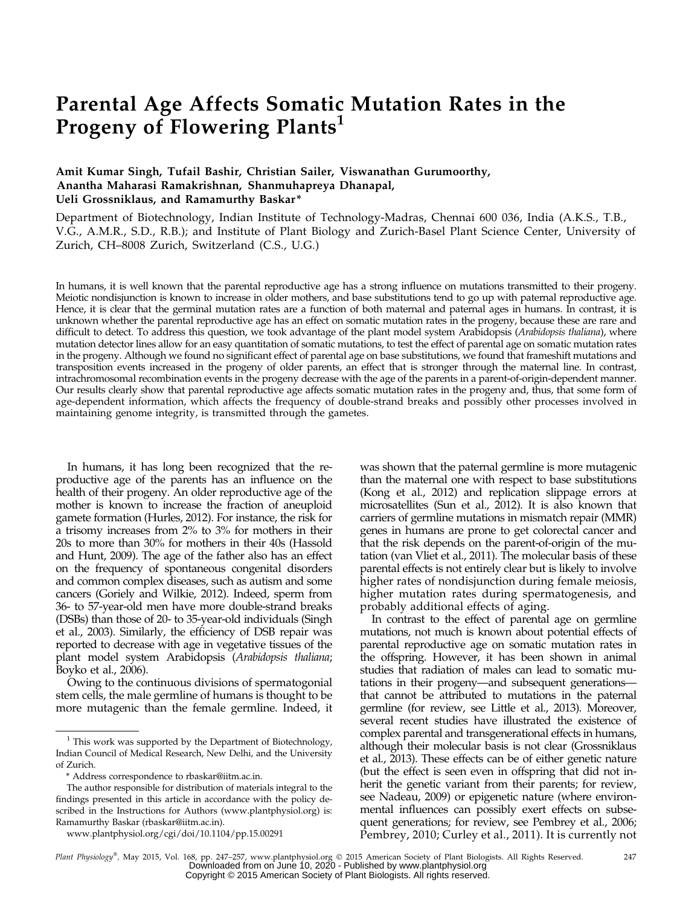# Parental Age Affects Somatic Mutation Rates in the Progeny of Flowering Plants[1]

**Amit Kumar Singh, Tufail Bashir, Christian Sailer, Viswanathan Gurumoorthy, Anantha Maharasi Ramakrishnan, Shanmuhapreya Dhanapal, Ueli Grossniklaus, and Ramamurthy Baskar***

Department of Biotechnology, Indian Institute of Technology-Madras, Chennai 600 036, India (A.K.S., T.B., V.G., A.M.R., S.D., R.B.); and Institute of Plant Biology and Zurich-Basel Plant Science Center, University of Zurich, CH–8008 Zurich, Switzerland (C.S., U.G.)

In humans, it is well known that the parental reproductive age has a strong influence on mutations transmitted to their progeny. Meiotic nondisjunction is known to increase in older mothers, and base substitutions tend to go up with paternal reproductive age. Hence, it is clear that the germinal mutation rates are a function of both maternal and paternal ages in humans. In contrast, it is unknown whether the parental reproductive age has an effect on somatic mutation rates in the progeny, because these are rare and difficult to detect. To address this question, we took advantage of the plant model system Arabidopsis (*Arabidopsis thaliana*), where mutation detector lines allow for an easy quantitation of somatic mutations, to test the effect of parental age on somatic mutation rates in the progeny. Although we found no significant effect of parental age on base substitutions, we found that frameshift mutations and transposition events increased in the progeny of older parents, an effect that is stronger through the maternal line. In contrast, intrachromosomal recombination events in the progeny decrease with the age of the parents in a parent-of-origin-dependent manner. Our results clearly show that parental reproductive age affects somatic mutation rates in the progeny and, thus, that some form of age-dependent information, which affects the frequency of double-strand breaks and possibly other processes involved in maintaining genome integrity, is transmitted through the gametes.

In humans, it has long been recognized that the reproductive age of the parents has an influence on the health of their progeny. An older reproductive age of the mother is known to increase the fraction of aneuploid gamete formation (Hurles, 2012). For instance, the risk for a trisomy increases from 2% to 3% for mothers in their 20s to more than 30% for mothers in their 40s (Hassold and Hunt, 2009). The age of the father also has an effect on the frequency of spontaneous congenital disorders and common complex diseases, such as autism and some cancers (Goriely and Wilkie, 2012). Indeed, sperm from 36- to 57-year-old men have more double-strand breaks (DSBs) than those of 20- to 35-year-old individuals (Singh et al., 2003). Similarly, the efficiency of DSB repair was reported to decrease with age in vegetative tissues of the plant model system Arabidopsis (*Arabidopsis thaliana*; Boyko et al., 2006).

Owing to the continuous divisions of spermatogonial stem cells, the male germline of humans is thought to be more mutagenic than the female germline. Indeed, it was shown that the paternal germline is more mutagenic than the maternal one with respect to base substitutions (Kong et al., 2012) and replication slippage errors at microsatellites (Sun et al., 2012). It is also known that carriers of germline mutations in mismatch repair (MMR) genes in humans are prone to get colorectal cancer and that the risk depends on the parent-of-origin of the mutation (van Vliet et al., 2011). The molecular basis of these parental effects is not entirely clear but is likely to involve higher rates of nondisjunction during female meiosis, higher mutation rates during spermatogenesis, and probably additional effects of aging.

In contrast to the effect of parental age on germline mutations, not much is known about potential effects of parental reproductive age on somatic mutation rates in the offspring. However, it has been shown in animal studies that radiation of males can lead to somatic mutations in their progeny—and subsequent generations—that cannot be attributed to mutations in the paternal germline (for review, see Little et al., 2013). Moreover, several recent studies have illustrated the existence of complex parental and transgenerational effects in humans, although their molecular basis is not clear (Grossniklaus et al., 2013). These effects can be of either genetic nature (but the effect is seen even in offspring that did not inherit the genetic variant from their parents; for review, see Nadeau, 2009) or epigenetic nature (where environmental influences can possibly exert effects on subsequent generations; for review, see Pembrey et al., 2006; Pembrey, 2010; Curley et al., 2011). It is currently not

[1] This work was supported by the Department of Biotechnology, Indian Council of Medical Research, New Delhi, and the University of Zurich.

\* Address correspondence to rbaskar@iitm.ac.in.

The author responsible for distribution of materials integral to the findings presented in this article in accordance with the policy described in the Instructions for Authors (www.plantphysiol.org) is: Ramamurthy Baskar (rbaskar@iitm.ac.in).

www.plantphysiol.org/cgi/doi/10.1104/pp.15.00291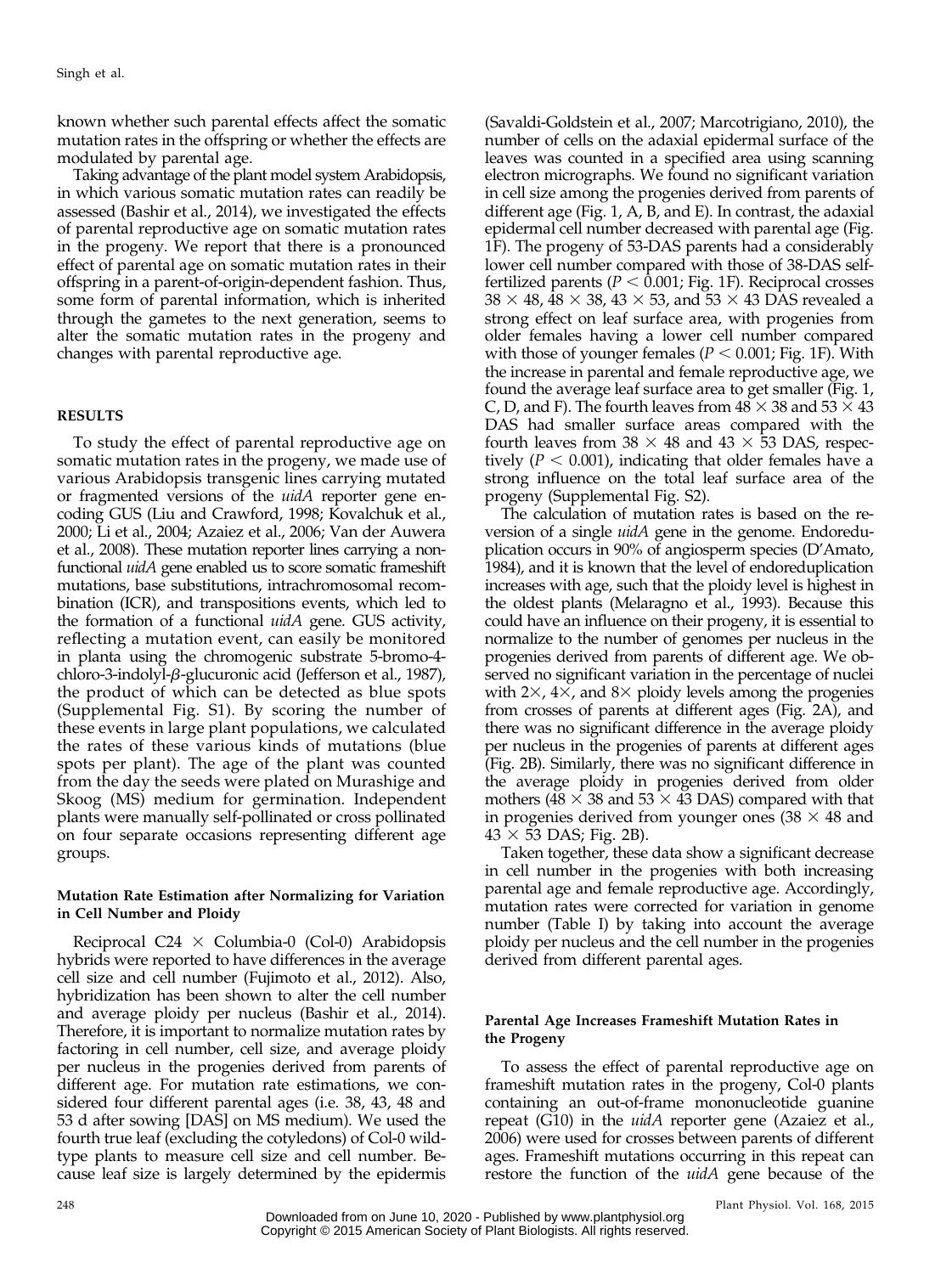known whether such parental effects affect the somatic mutation rates in the offspring or whether the effects are modulated by parental age.

Taking advantage of the plant model system Arabidopsis, in which various somatic mutation rates can readily be assessed (Bashir et al., 2014), we investigated the effects of parental reproductive age on somatic mutation rates in the progeny. We report that there is a pronounced effect of parental age on somatic mutation rates in their offspring in a parent-of-origin-dependent fashion. Thus, some form of parental information, which is inherited through the gametes to the next generation, seems to alter the somatic mutation rates in the progeny and changes with parental reproductive age.

## RESULTS

To study the effect of parental reproductive age on somatic mutation rates in the progeny, we made use of various Arabidopsis transgenic lines carrying mutated or fragmented versions of the *uidA* reporter gene encoding GUS (Liu and Crawford, 1998; Kovalchuk et al., 2000; Li et al., 2004; Azaiez et al., 2006; Van der Auwera et al., 2008). These mutation reporter lines carrying a nonfunctional *uidA* gene enabled us to score somatic frameshift mutations, base substitutions, intrachromosomal recombination (ICR), and transpositions events, which led to the formation of a functional *uidA* gene. GUS activity, reflecting a mutation event, can easily be monitored in planta using the chromogenic substrate 5-bromo-4-chloro-3-indolyl-β-glucuronic acid (Jefferson et al., 1987), the product of which can be detected as blue spots (Supplemental Fig. S1). By scoring the number of these events in large plant populations, we calculated the rates of these various kinds of mutations (blue spots per plant). The age of the plant was counted from the day the seeds were plated on Murashige and Skoog (MS) medium for germination. Independent plants were manually self-pollinated or cross pollinated on four separate occasions representing different age groups.

### Mutation Rate Estimation after Normalizing for Variation in Cell Number and Ploidy

Reciprocal C24 × Columbia-0 (Col-0) Arabidopsis hybrids were reported to have differences in the average cell size and cell number (Fujimoto et al., 2012). Also, hybridization has been shown to alter the cell number and average ploidy per nucleus (Bashir et al., 2014). Therefore, it is important to normalize mutation rates by factoring in cell number, cell size, and average ploidy per nucleus in the progenies derived from parents of different age. For mutation rate estimations, we considered four different parental ages (i.e. 38, 43, 48 and 53 d after sowing [DAS] on MS medium). We used the fourth true leaf (excluding the cotyledons) of Col-0 wild-type plants to measure cell size and cell number. Because leaf size is largely determined by the epidermis (Savaldi-Goldstein et al., 2007; Marcotrigiano, 2010), the number of cells on the adaxial epidermal surface of the leaves was counted in a specified area using scanning electron micrographs. We found no significant variation in cell size among the progenies derived from parents of different age (Fig. 1, A, B, and E). In contrast, the adaxial epidermal cell number decreased with parental age (Fig. 1F). The progeny of 53-DAS parents had a considerably lower cell number compared with those of 38-DAS self-fertilized parents ($P < 0.001$; Fig. 1F). Reciprocal crosses 38 × 48, 48 × 38, 43 × 53, and 53 × 43 DAS revealed a strong effect on leaf surface area, with progenies from older females having a lower cell number compared with those of younger females ($P < 0.001$; Fig. 1F). With the increase in parental and female reproductive age, we found the average leaf surface area to get smaller (Fig. 1, C, D, and F). The fourth leaves from 48 × 38 and 53 × 43 DAS had smaller surface areas compared with the fourth leaves from 38 × 48 and 43 × 53 DAS, respectively ($P < 0.001$), indicating that older females have a strong influence on the total leaf surface area of the progeny (Supplemental Fig. S2).

The calculation of mutation rates is based on the reversion of a single *uidA* gene in the genome. Endoreduplication occurs in 90% of angiosperm species (D'Amato, 1984), and it is known that the level of endoreduplication increases with age, such that the ploidy level is highest in the oldest plants (Melaragno et al., 1993). Because this could have an influence on their progeny, it is essential to normalize to the number of genomes per nucleus in the progenies derived from parents of different age. We observed no significant variation in the percentage of nuclei with 2×, 4×, and 8× ploidy levels among the progenies from crosses of parents at different ages (Fig. 2A), and there was no significant difference in the average ploidy per nucleus in the progenies of parents at different ages (Fig. 2B). Similarly, there was no significant difference in the average ploidy in progenies derived from older mothers (48 × 38 and 53 × 43 DAS) compared with that in progenies derived from younger ones (38 × 48 and 43 × 53 DAS; Fig. 2B).

Taken together, these data show a significant decrease in cell number in the progenies with both increasing parental age and female reproductive age. Accordingly, mutation rates were corrected for variation in genome number (Table I) by taking into account the average ploidy per nucleus and the cell number in the progenies derived from different parental ages.

### Parental Age Increases Frameshift Mutation Rates in the Progeny

To assess the effect of parental reproductive age on frameshift mutation rates in the progeny, Col-0 plants containing an out-of-frame mononucleotide guanine repeat (G10) in the *uidA* reporter gene (Azaiez et al., 2006) were used for crosses between parents of different ages. Frameshift mutations occurring in this repeat can restore the function of the *uidA* gene because of the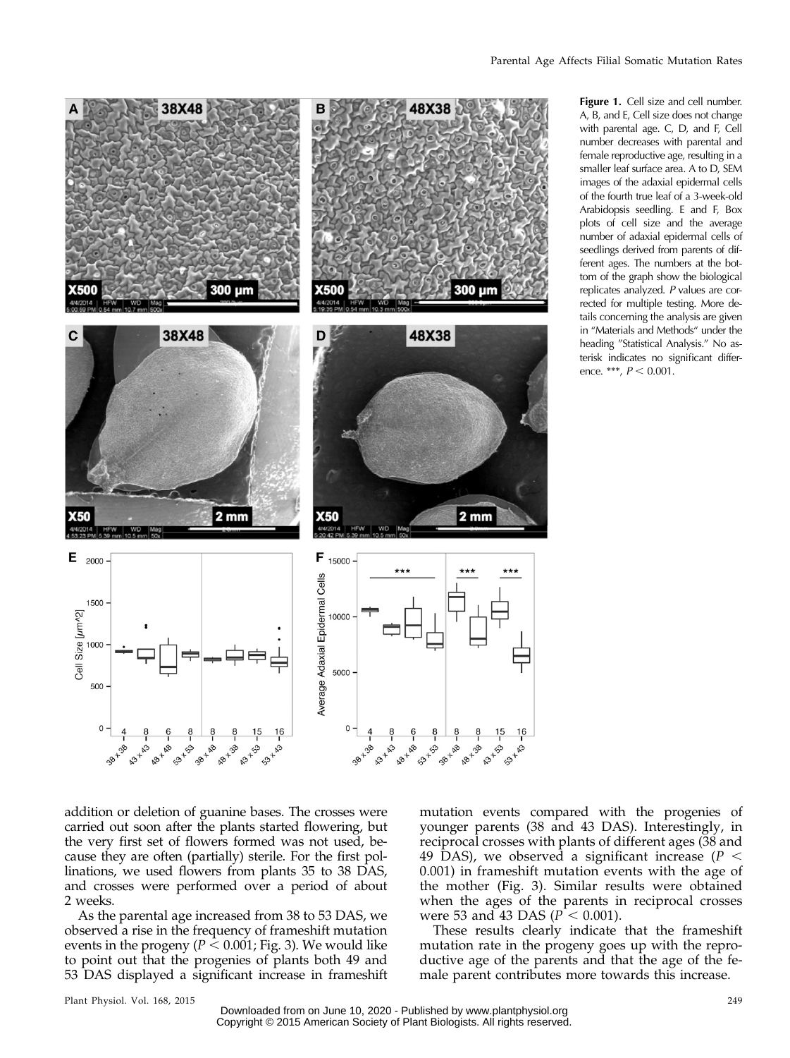**Figure 1.** Cell size and cell number. A, B, and E, Cell size does not change with parental age. C, D, and F, Cell number decreases with parental and female reproductive age, resulting in a smaller leaf surface area. A to D, SEM images of the adaxial epidermal cells of the fourth true leaf of a 3-week-old Arabidopsis seedling. E and F, Box plots of cell size and the average number of adaxial epidermal cells of seedlings derived from parents of different ages. The numbers at the bottom of the graph show the biological replicates analyzed. *P* values are corrected for multiple testing. More details concerning the analysis are given in "Materials and Methods" under the heading "Statistical Analysis." No asterisk indicates no significant difference. ***, $P < 0.001$.

addition or deletion of guanine bases. The crosses were carried out soon after the plants started flowering, but the very first set of flowers formed was not used, because they are often (partially) sterile. For the first pollinations, we used flowers from plants 35 to 38 DAS, and crosses were performed over a period of about 2 weeks.

As the parental age increased from 38 to 53 DAS, we observed a rise in the frequency of frameshift mutation events in the progeny ($P < 0.001$; Fig. 3). We would like to point out that the progenies of plants both 49 and 53 DAS displayed a significant increase in frameshift mutation events compared with the progenies of younger parents (38 and 43 DAS). Interestingly, in reciprocal crosses with plants of different ages (38 and 49 DAS), we observed a significant increase ($P < 0.001$) in frameshift mutation events with the age of the mother (Fig. 3). Similar results were obtained when the ages of the parents in reciprocal crosses were 53 and 43 DAS ($P < 0.001$).

These results clearly indicate that the frameshift mutation rate in the progeny goes up with the reproductive age of the parents and that the age of the female parent contributes more towards this increase.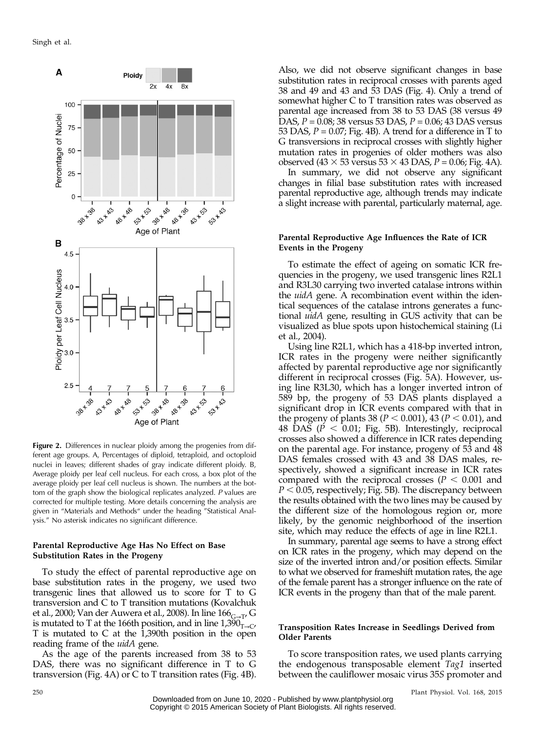**Figure 2.** Differences in nuclear ploidy among the progenies from different age groups. A, Percentages of diploid, tetraploid, and octoploid nuclei in leaves; different shades of gray indicate different ploidy. B, Average ploidy per leaf cell nucleus. For each cross, a box plot of the average ploidy per leaf cell nucleus is shown. The numbers at the bottom of the graph show the biological replicates analyzed. *P* values are corrected for multiple testing. More details concerning the analysis are given in "Materials and Methods" under the heading "Statistical Analysis." No asterisk indicates no significant difference.

#### Parental Reproductive Age Has No Effect on Base Substitution Rates in the Progeny

To study the effect of parental reproductive age on base substitution rates in the progeny, we used two transgenic lines that allowed us to score for T to G transversion and C to T transition mutations (Kovalchuk et al., 2000; Van der Auwera et al., 2008). In line $166_{G \rightarrow T}$, G is mutated to T at the 166th position, and in line $1{,}390_{T \rightarrow C}$, T is mutated to C at the 1,390th position in the open reading frame of the *uidA* gene.

As the age of the parents increased from 38 to 53 DAS, there was no significant difference in T to G transversion (Fig. 4A) or C to T transition rates (Fig. 4B). Also, we did not observe significant changes in base substitution rates in reciprocal crosses with parents aged 38 and 49 and 43 and 53 DAS (Fig. 4). Only a trend of somewhat higher C to T transition rates was observed as parental age increased from 38 to 53 DAS (38 versus 49 DAS, $P = 0.08$; 38 versus 53 DAS, $P = 0.06$; 43 DAS versus 53 DAS, $P = 0.07$; Fig. 4B). A trend for a difference in T to G transversions in reciprocal crosses with slightly higher mutation rates in progenies of older mothers was also observed ($43 \times 53$ versus $53 \times 43$ DAS, $P = 0.06$; Fig. 4A).

In summary, we did not observe any significant changes in filial base substitution rates with increased parental reproductive age, although trends may indicate a slight increase with parental, particularly maternal, age.

#### Parental Reproductive Age Influences the Rate of ICR Events in the Progeny

To estimate the effect of ageing on somatic ICR frequencies in the progeny, we used transgenic lines R2L1 and R3L30 carrying two inverted catalase introns within the *uidA* gene. A recombination event within the identical sequences of the catalase introns generates a functional *uidA* gene, resulting in GUS activity that can be visualized as blue spots upon histochemical staining (Li et al., 2004).

Using line R2L1, which has a 418-bp inverted intron, ICR rates in the progeny were neither significantly affected by parental reproductive age nor significantly different in reciprocal crosses (Fig. 5A). However, using line R3L30, which has a longer inverted intron of 589 bp, the progeny of 53 DAS plants displayed a significant drop in ICR events compared with that in the progeny of plants 38 ($P < 0.001$), 43 ($P < 0.01$), and 48 DAS ($P < 0.01$; Fig. 5B). Interestingly, reciprocal crosses also showed a difference in ICR rates depending on the parental age. For instance, progeny of 53 and 48 DAS females crossed with 43 and 38 DAS males, respectively, showed a significant increase in ICR rates compared with the reciprocal crosses ($P < 0.001$ and $P < 0.05$, respectively; Fig. 5B). The discrepancy between the results obtained with the two lines may be caused by the different size of the homologous region or, more likely, by the genomic neighborhood of the insertion site, which may reduce the effects of age in line R2L1.

In summary, parental age seems to have a strong effect on ICR rates in the progeny, which may depend on the size of the inverted intron and/or position effects. Similar to what we observed for frameshift mutation rates, the age of the female parent has a stronger influence on the rate of ICR events in the progeny than that of the male parent.

#### Transposition Rates Increase in Seedlings Derived from Older Parents

To score transposition rates, we used plants carrying the endogenous transposable element *Tag1* inserted between the cauliflower mosaic virus 35*S* promoter and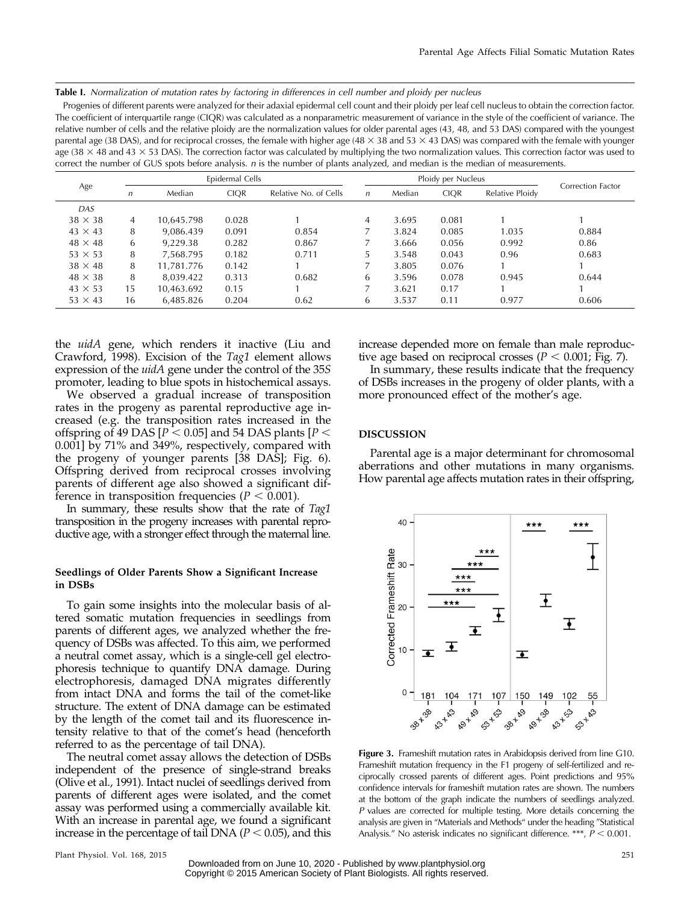**Table I.** *Normalization of mutation rates by factoring in differences in cell number and ploidy per nucleus*

Progenies of different parents were analyzed for their adaxial epidermal cell count and their ploidy per leaf cell nucleus to obtain the correction factor. The coefficient of interquartile range (CIQR) was calculated as a nonparametric measurement of variance in the style of the coefficient of variance. The relative number of cells and the relative ploidy are the normalization values for older parental ages (43, 48, and 53 DAS) compared with the youngest parental age (38 DAS), and for reciprocal crosses, the female with higher age (48 × 38 and 53 × 43 DAS) was compared with the female with younger age (38 × 48 and 43 × 53 DAS). The correction factor was calculated by multiplying the two normalization values. This correction factor was used to correct the number of GUS spots before analysis. *n* is the number of plants analyzed, and median is the median of measurements.

| Age | Epidermal Cells | | | | Ploidy per Nucleus | | | | Correction Factor |
|---|---|---|---|---|---|---|---|---|---|
| | *n* | Median | CIQR | Relative No. of Cells | *n* | Median | CIQR | Relative Ploidy | |
| *DAS* | | | | | | | | | |
| 38 × 38 | 4 | 10,645.798 | 0.028 | 1 | 4 | 3.695 | 0.081 | 1 | 1 |
| 43 × 43 | 8 | 9,086.439 | 0.091 | 0.854 | 7 | 3.824 | 0.085 | 1.035 | 0.884 |
| 48 × 48 | 6 | 9,229.38 | 0.282 | 0.867 | 7 | 3.666 | 0.056 | 0.992 | 0.86 |
| 53 × 53 | 8 | 7,568.795 | 0.182 | 0.711 | 5 | 3.548 | 0.043 | 0.96 | 0.683 |
| 38 × 48 | 8 | 11,781.776 | 0.142 | 1 | 7 | 3.805 | 0.076 | 1 | 1 |
| 48 × 38 | 8 | 8,039.422 | 0.313 | 0.682 | 6 | 3.596 | 0.078 | 0.945 | 0.644 |
| 43 × 53 | 15 | 10,463.692 | 0.15 | 1 | 7 | 3.621 | 0.17 | 1 | 1 |
| 53 × 43 | 16 | 6,485.826 | 0.204 | 0.62 | 6 | 3.537 | 0.11 | 0.977 | 0.606 |

the *uidA* gene, which renders it inactive (Liu and Crawford, 1998). Excision of the *Tag1* element allows expression of the *uidA* gene under the control of the 35*S* promoter, leading to blue spots in histochemical assays.

We observed a gradual increase of transposition rates in the progeny as parental reproductive age increased (e.g. the transposition rates increased in the offspring of 49 DAS [$P < 0.05$] and 54 DAS plants [$P < 0.001$] by 71% and 349%, respectively, compared with the progeny of younger parents [38 DAS]; Fig. 6). Offspring derived from reciprocal crosses involving parents of different age also showed a significant difference in transposition frequencies ($P < 0.001$).

In summary, these results show that the rate of *Tag1* transposition in the progeny increases with parental reproductive age, with a stronger effect through the maternal line.

### Seedlings of Older Parents Show a Significant Increase in DSBs

To gain some insights into the molecular basis of altered somatic mutation frequencies in seedlings from parents of different ages, we analyzed whether the frequency of DSBs was affected. To this aim, we performed a neutral comet assay, which is a single-cell gel electrophoresis technique to quantify DNA damage. During electrophoresis, damaged DNA migrates differently from intact DNA and forms the tail of the comet-like structure. The extent of DNA damage can be estimated by the length of the comet tail and its fluorescence intensity relative to that of the comet's head (henceforth referred to as the percentage of tail DNA).

The neutral comet assay allows the detection of DSBs independent of the presence of single-strand breaks (Olive et al., 1991). Intact nuclei of seedlings derived from parents of different ages were isolated, and the comet assay was performed using a commercially available kit. With an increase in parental age, we found a significant increase in the percentage of tail DNA ($P < 0.05$), and this increase depended more on female than male reproductive age based on reciprocal crosses ($P < 0.001$; Fig. 7).

In summary, these results indicate that the frequency of DSBs increases in the progeny of older plants, with a more pronounced effect of the mother's age.

## DISCUSSION

Parental age is a major determinant for chromosomal aberrations and other mutations in many organisms. How parental age affects mutation rates in their offspring,

**Figure 3.** Frameshift mutation rates in Arabidopsis derived from line G10. Frameshift mutation frequency in the F1 progeny of self-fertilized and reciprocally crossed parents of different ages. Point predictions and 95% confidence intervals for frameshift mutation rates are shown. The numbers at the bottom of the graph indicate the numbers of seedlings analyzed. *P* values are corrected for multiple testing. More details concerning the analysis are given in "Materials and Methods" under the heading "Statistical Analysis." No asterisk indicates no significant difference. ***, $P < 0.001$.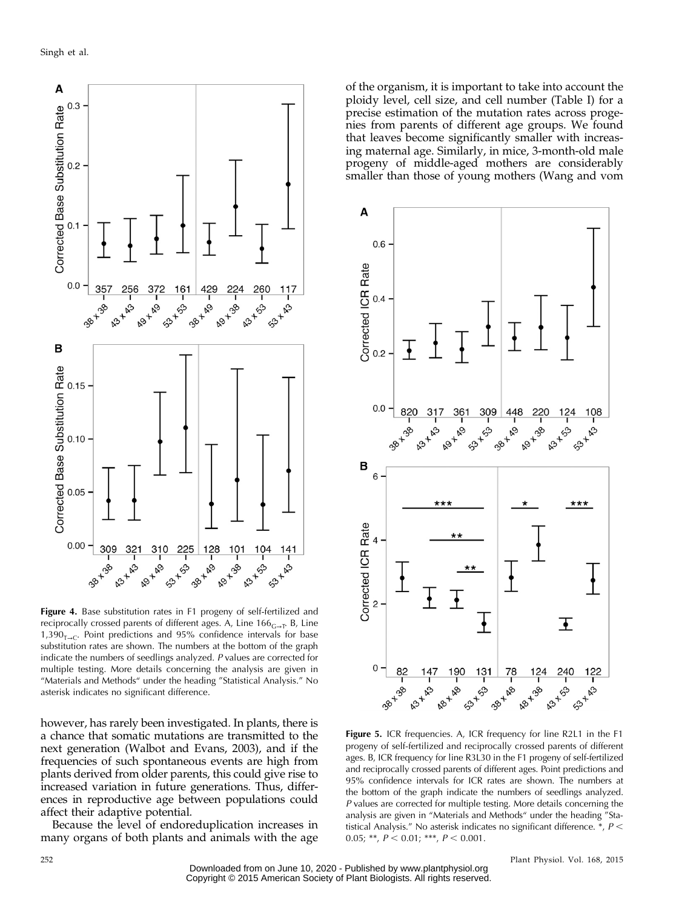**Figure 4.** Base substitution rates in F1 progeny of self-fertilized and reciprocally crossed parents of different ages. A, Line $166_{G \rightarrow T}$. B, Line $1{,}390_{T \rightarrow C}$. Point predictions and 95% confidence intervals for base substitution rates are shown. The numbers at the bottom of the graph indicate the numbers of seedlings analyzed. $P$ values are corrected for multiple testing. More details concerning the analysis are given in "Materials and Methods" under the heading "Statistical Analysis." No asterisk indicates no significant difference.

however, has rarely been investigated. In plants, there is a chance that somatic mutations are transmitted to the next generation (Walbot and Evans, 2003), and if the frequencies of such spontaneous events are high from plants derived from older parents, this could give rise to increased variation in future generations. Thus, differences in reproductive age between populations could affect their adaptive potential.

Because the level of endoreduplication increases in many organs of both plants and animals with the age of the organism, it is important to take into account the ploidy level, cell size, and cell number (Table I) for a precise estimation of the mutation rates across progenies from parents of different age groups. We found that leaves become significantly smaller with increasing maternal age. Similarly, in mice, 3-month-old male progeny of middle-aged mothers are considerably smaller than those of young mothers (Wang and vom

**Figure 5.** ICR frequencies. A, ICR frequency for line R2L1 in the F1 progeny of self-fertilized and reciprocally crossed parents of different ages. B, ICR frequency for line R3L30 in the F1 progeny of self-fertilized and reciprocally crossed parents of different ages. Point predictions and 95% confidence intervals for ICR rates are shown. The numbers at the bottom of the graph indicate the numbers of seedlings analyzed. $P$ values are corrected for multiple testing. More details concerning the analysis are given in "Materials and Methods" under the heading "Statistical Analysis." No asterisk indicates no significant difference. *, $P < 0.05$; **, $P < 0.01$; ***, $P < 0.001$.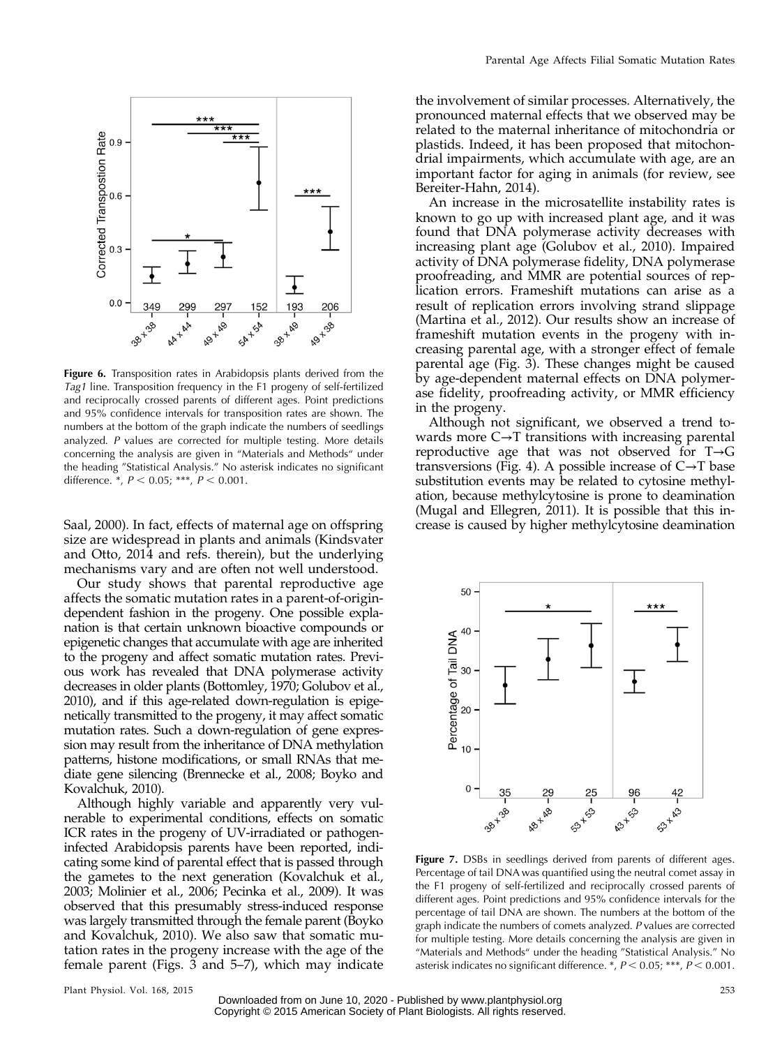**Figure 6.** Transposition rates in Arabidopsis plants derived from the *Tag1* line. Transposition frequency in the F1 progeny of self-fertilized and reciprocally crossed parents of different ages. Point predictions and 95% confidence intervals for transposition rates are shown. The numbers at the bottom of the graph indicate the numbers of seedlings analyzed. *P* values are corrected for multiple testing. More details concerning the analysis are given in "Materials and Methods" under the heading "Statistical Analysis." No asterisk indicates no significant difference. *, $P < 0.05$; ***, $P < 0.001$.

Saal, 2000). In fact, effects of maternal age on offspring size are widespread in plants and animals (Kindsvater and Otto, 2014 and refs. therein), but the underlying mechanisms vary and are often not well understood.

Our study shows that parental reproductive age affects the somatic mutation rates in a parent-of-origin-dependent fashion in the progeny. One possible explanation is that certain unknown bioactive compounds or epigenetic changes that accumulate with age are inherited to the progeny and affect somatic mutation rates. Previous work has revealed that DNA polymerase activity decreases in older plants (Bottomley, 1970; Golubov et al., 2010), and if this age-related down-regulation is epigenetically transmitted to the progeny, it may affect somatic mutation rates. Such a down-regulation of gene expression may result from the inheritance of DNA methylation patterns, histone modifications, or small RNAs that mediate gene silencing (Brennecke et al., 2008; Boyko and Kovalchuk, 2010).

Although highly variable and apparently very vulnerable to experimental conditions, effects on somatic ICR rates in the progeny of UV-irradiated or pathogen-infected Arabidopsis parents have been reported, indicating some kind of parental effect that is passed through the gametes to the next generation (Kovalchuk et al., 2003; Molinier et al., 2006; Pecinka et al., 2009). It was observed that this presumably stress-induced response was largely transmitted through the female parent (Boyko and Kovalchuk, 2010). We also saw that somatic mutation rates in the progeny increase with the age of the female parent (Figs. 3 and 5–7), which may indicate the involvement of similar processes. Alternatively, the pronounced maternal effects that we observed may be related to the maternal inheritance of mitochondria or plastids. Indeed, it has been proposed that mitochondrial impairments, which accumulate with age, are an important factor for aging in animals (for review, see Bereiter-Hahn, 2014).

An increase in the microsatellite instability rates is known to go up with increased plant age, and it was found that DNA polymerase activity decreases with increasing plant age (Golubov et al., 2010). Impaired activity of DNA polymerase fidelity, DNA polymerase proofreading, and MMR are potential sources of replication errors. Frameshift mutations can arise as a result of replication errors involving strand slippage (Martina et al., 2012). Our results show an increase of frameshift mutation events in the progeny with increasing parental age, with a stronger effect of female parental age (Fig. 3). These changes might be caused by age-dependent maternal effects on DNA polymerase fidelity, proofreading activity, or MMR efficiency in the progeny.

Although not significant, we observed a trend towards more C→T transitions with increasing parental reproductive age that was not observed for T→G transversions (Fig. 4). A possible increase of C→T base substitution events may be related to cytosine methylation, because methylcytosine is prone to deamination (Mugal and Ellegren, 2011). It is possible that this increase is caused by higher methylcytosine deamination

**Figure 7.** DSBs in seedlings derived from parents of different ages. Percentage of tail DNA was quantified using the neutral comet assay in the F1 progeny of self-fertilized and reciprocally crossed parents of different ages. Point predictions and 95% confidence intervals for the percentage of tail DNA are shown. The numbers at the bottom of the graph indicate the numbers of comets analyzed. *P* values are corrected for multiple testing. More details concerning the analysis are given in "Materials and Methods" under the heading "Statistical Analysis." No asterisk indicates no significant difference. *, $P < 0.05$; ***, $P < 0.001$.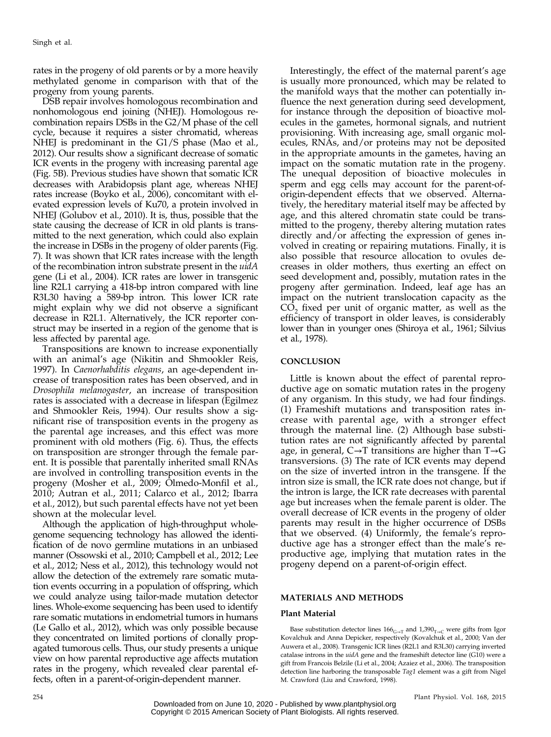rates in the progeny of old parents or by a more heavily methylated genome in comparison with that of the progeny from young parents.

DSB repair involves homologous recombination and nonhomologous end joining (NHEJ). Homologous recombination repairs DSBs in the G2/M phase of the cell cycle, because it requires a sister chromatid, whereas NHEJ is predominant in the G1/S phase (Mao et al., 2012). Our results show a significant decrease of somatic ICR events in the progeny with increasing parental age (Fig. 5B). Previous studies have shown that somatic ICR decreases with Arabidopsis plant age, whereas NHEJ rates increase (Boyko et al., 2006), concomitant with elevated expression levels of Ku70, a protein involved in NHEJ (Golubov et al., 2010). It is, thus, possible that the state causing the decrease of ICR in old plants is transmitted to the next generation, which could also explain the increase in DSBs in the progeny of older parents (Fig. 7). It was shown that ICR rates increase with the length of the recombination intron substrate present in the *uidA* gene (Li et al., 2004). ICR rates are lower in transgenic line R2L1 carrying a 418-bp intron compared with line R3L30 having a 589-bp intron. This lower ICR rate might explain why we did not observe a significant decrease in R2L1. Alternatively, the ICR reporter construct may be inserted in a region of the genome that is less affected by parental age.

Transpositions are known to increase exponentially with an animal's age (Nikitin and Shmookler Reis, 1997). In *Caenorhabditis elegans*, an age-dependent increase of transposition rates has been observed, and in *Drosophila melanogaster*, an increase of transposition rates is associated with a decrease in lifespan (Egilmez and Shmookler Reis, 1994). Our results show a significant rise of transposition events in the progeny as the parental age increases, and this effect was more prominent with old mothers (Fig. 6). Thus, the effects on transposition are stronger through the female parent. It is possible that parentally inherited small RNAs are involved in controlling transposition events in the progeny (Mosher et al., 2009; Olmedo-Monfil et al., 2010; Autran et al., 2011; Calarco et al., 2012; Ibarra et al., 2012), but such parental effects have not yet been shown at the molecular level.

Although the application of high-throughput whole-genome sequencing technology has allowed the identification of de novo germline mutations in an unbiased manner (Ossowski et al., 2010; Campbell et al., 2012; Lee et al., 2012; Ness et al., 2012), this technology would not allow the detection of the extremely rare somatic mutation events occurring in a population of offspring, which we could analyze using tailor-made mutation detector lines. Whole-exome sequencing has been used to identify rare somatic mutations in endometrial tumors in humans (Le Gallo et al., 2012), which was only possible because they concentrated on limited portions of clonally propagated tumorous cells. Thus, our study presents a unique view on how parental reproductive age affects mutation rates in the progeny, which revealed clear parental effects, often in a parent-of-origin-dependent manner.

Interestingly, the effect of the maternal parent's age is usually more pronounced, which may be related to the manifold ways that the mother can potentially influence the next generation during seed development, for instance through the deposition of bioactive molecules in the gametes, hormonal signals, and nutrient provisioning. With increasing age, small organic molecules, RNAs, and/or proteins may not be deposited in the appropriate amounts in the gametes, having an impact on the somatic mutation rate in the progeny. The unequal deposition of bioactive molecules in sperm and egg cells may account for the parent-of-origin-dependent effects that we observed. Alternatively, the hereditary material itself may be affected by age, and this altered chromatin state could be transmitted to the progeny, thereby altering mutation rates directly and/or affecting the expression of genes involved in creating or repairing mutations. Finally, it is also possible that resource allocation to ovules decreases in older mothers, thus exerting an effect on seed development and, possibly, mutation rates in the progeny after germination. Indeed, leaf age has an impact on the nutrient translocation capacity as the $CO_2$ fixed per unit of organic matter, as well as the efficiency of transport in older leaves, is considerably lower than in younger ones (Shiroya et al., 1961; Silvius et al., 1978).

## CONCLUSION

Little is known about the effect of parental reproductive age on somatic mutation rates in the progeny of any organism. In this study, we had four findings. (1) Frameshift mutations and transposition rates increase with parental age, with a stronger effect through the maternal line. (2) Although base substitution rates are not significantly affected by parental age, in general, C→T transitions are higher than T→G transversions. (3) The rate of ICR events may depend on the size of inverted intron in the transgene. If the intron size is small, the ICR rate does not change, but if the intron is large, the ICR rate decreases with parental age but increases when the female parent is older. The overall decrease of ICR events in the progeny of older parents may result in the higher occurrence of DSBs that we observed. (4) Uniformly, the female's reproductive age has a stronger effect than the male's reproductive age, implying that mutation rates in the progeny depend on a parent-of-origin effect.

## MATERIALS AND METHODS

### Plant Material

Base substitution detector lines $166_{G\rightarrow T}$ and $1{,}390_{T\rightarrow C}$ were gifts from Igor Kovalchuk and Anna Depicker, respectively (Kovalchuk et al., 2000; Van der Auwera et al., 2008). Transgenic ICR lines (R2L1 and R3L30) carrying inverted catalase introns in the *uidA* gene and the frameshift detector line (G10) were a gift from Francois Belzile (Li et al., 2004; Azaiez et al., 2006). The transposition detection line harboring the transposable *Tag1* element was a gift from Nigel M. Crawford (Liu and Crawford, 1998).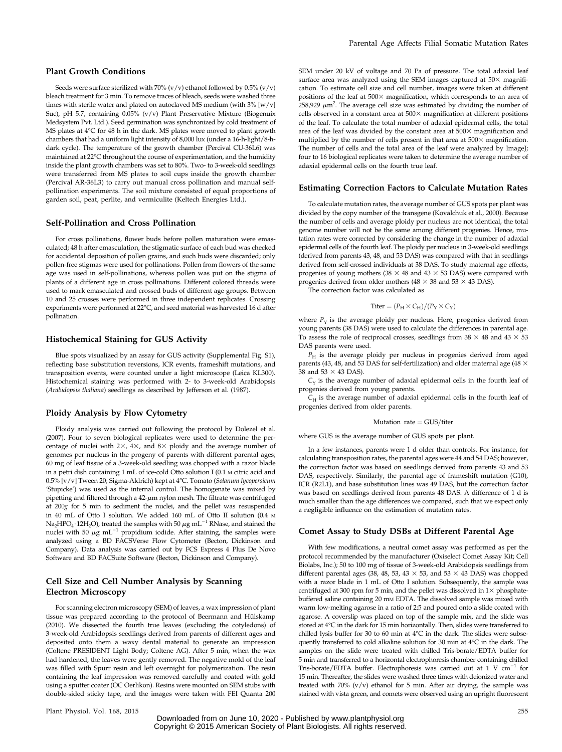## Plant Growth Conditions

Seeds were surface sterilized with 70% (v/v) ethanol followed by 0.5% (v/v) bleach treatment for 3 min. To remove traces of bleach, seeds were washed three times with sterile water and plated on autoclaved MS medium (with 3% [w/v] Suc), pH 5.7, containing 0.05% (v/v) Plant Preservative Mixture (Biogenuix Medsystem Pvt. Ltd.). Seed germination was synchronized by cold treatment of MS plates at 4°C for 48 h in the dark. MS plates were moved to plant growth chambers that had a uniform light intensity of 8,000 lux (under a 16-h-light/8-h-dark cycle). The temperature of the growth chamber (Percival CU-36L6) was maintained at 22°C throughout the course of experimentation, and the humidity inside the plant growth chambers was set to 80%. Two- to 3-week-old seedlings were transferred from MS plates to soil cups inside the growth chamber (Percival AR-36L3) to carry out manual cross pollination and manual self-pollination experiments. The soil mixture consisted of equal proportions of garden soil, peat, perlite, and vermiculite (Keltech Energies Ltd.).

## Self-Pollination and Cross Pollination

For cross pollinations, flower buds before pollen maturation were emasculated; 48 h after emasculation, the stigmatic surface of each bud was checked for accidental deposition of pollen grains, and such buds were discarded; only pollen-free stigmas were used for pollinations. Pollen from flowers of the same age was used in self-pollinations, whereas pollen was put on the stigma of plants of a different age in cross pollinations. Different colored threads were used to mark emasculated and crossed buds of different age groups. Between 10 and 25 crosses were performed in three independent replicates. Crossing experiments were performed at 22°C, and seed material was harvested 16 d after pollination.

## Histochemical Staining for GUS Activity

Blue spots visualized by an assay for GUS activity (Supplemental Fig. S1), reflecting base substitution reversions, ICR events, frameshift mutations, and transposition events, were counted under a light microscope (Leica KL300). Histochemical staining was performed with 2- to 3-week-old Arabidopsis (*Arabidopsis thaliana*) seedlings as described by Jefferson et al. (1987).

## Ploidy Analysis by Flow Cytometry

Ploidy analysis was carried out following the protocol by Dolezel et al. (2007). Four to seven biological replicates were used to determine the percentage of nuclei with 2×, 4×, and 8× ploidy and the average number of genomes per nucleus in the progeny of parents with different parental ages; 60 mg of leaf tissue of a 3-week-old seedling was chopped with a razor blade in a petri dish containing 1 mL of ice-cold Otto solution I (0.1 M citric acid and 0.5% [v/v] Tween 20; Sigma-Aldrich) kept at 4°C. Tomato (*Solanum lycopersicum* 'Stupicke') was used as the internal control. The homogenate was mixed by pipetting and filtered through a 42-$\mu$m nylon mesh. The filtrate was centrifuged at 200*g* for 5 min to sediment the nuclei, and the pellet was resuspended in 40 mL of Otto I solution. We added 160 mL of Otto II solution (0.4 M $Na_2HPO_4 \cdot 12H_2O$), treated the samples with 50 $\mu$g $mL^{-1}$ RNase, and stained the nuclei with 50 $\mu$g $mL^{-1}$ propidium iodide. After staining, the samples were analyzed using a BD FACSVerse Flow Cytometer (Becton, Dickinson and Company). Data analysis was carried out by FCS Express 4 Plus De Novo Software and BD FACSuite Software (Becton, Dickinson and Company).

## Cell Size and Cell Number Analysis by Scanning Electron Microscopy

For scanning electron microscopy (SEM) of leaves, a wax impression of plant tissue was prepared according to the protocol of Beermann and Hülskamp (2010). We dissected the fourth true leaves (excluding the cotyledons) of 3-week-old Arabidopsis seedlings derived from parents of different ages and deposited onto them a waxy dental material to generate an impression (Coltene PRESIDENT Light Body; Coltene AG). After 5 min, when the wax had hardened, the leaves were gently removed. The negative mold of the leaf was filled with Spurr resin and left overnight for polymerization. The resin containing the leaf impression was removed carefully and coated with gold using a sputter coater (OC Oerlikon). Resins were mounted on SEM stubs with double-sided sticky tape, and the images were taken with FEI Quanta 200 SEM under 20 kV of voltage and 70 Pa of pressure. The total adaxial leaf surface area was analyzed using the SEM images captured at 50× magnification. To estimate cell size and cell number, images were taken at different positions of the leaf at 500× magnification, which corresponds to an area of 258,929 $\mu m^2$. The average cell size was estimated by dividing the number of cells observed in a constant area at 500× magnification at different positions of the leaf. To calculate the total number of adaxial epidermal cells, the total area of the leaf was divided by the constant area at 500× magnification and multiplied by the number of cells present in that area at 500× magnification. The number of cells and the total area of the leaf were analyzed by ImageJ; four to 16 biological replicates were taken to determine the average number of adaxial epidermal cells on the fourth true leaf.

## Estimating Correction Factors to Calculate Mutation Rates

To calculate mutation rates, the average number of GUS spots per plant was divided by the copy number of the transgene (Kovalchuk et al., 2000). Because the number of cells and average ploidy per nucleus are not identical, the total genome number will not be the same among different progenies. Hence, mutation rates were corrected by considering the change in the number of adaxial epidermal cells of the fourth leaf. The ploidy per nucleus in 3-week-old seedlings (derived from parents 43, 48, and 53 DAS) was compared with that in seedlings derived from self-crossed individuals at 38 DAS. To study maternal age effects, progenies of young mothers (38 × 48 and 43 × 53 DAS) were compared with progenies derived from older mothers (48 × 38 and 53 × 43 DAS).

The correction factor was calculated as

$$\text{Titer} = (P_H \times C_H)/(P_Y \times C_Y)$$

where $P_Y$ is the average ploidy per nucleus. Here, progenies derived from young parents (38 DAS) were used to calculate the differences in parental age. To assess the role of reciprocal crosses, seedlings from 38 × 48 and 43 × 53 DAS parents were used.

$P_H$ is the average ploidy per nucleus in progenies derived from aged parents (43, 48, and 53 DAS for self-fertilization) and older maternal age (48 × 38 and 53 × 43 DAS).

$C_Y$ is the average number of adaxial epidermal cells in the fourth leaf of progenies derived from young parents.

$C_H$ is the average number of adaxial epidermal cells in the fourth leaf of progenies derived from older parents.

$$\text{Mutation rate} = \text{GUS}/\text{titer}$$

where GUS is the average number of GUS spots per plant.

In a few instances, parents were 1 d older than controls. For instance, for calculating transposition rates, the parental ages were 44 and 54 DAS; however, the correction factor was based on seedlings derived from parents 43 and 53 DAS, respectively. Similarly, the parental age of frameshift mutation (G10), ICR (R2L1), and base substitution lines was 49 DAS, but the correction factor was based on seedlings derived from parents 48 DAS. A difference of 1 d is much smaller than the age differences we compared, such that we expect only a negligible influence on the estimation of mutation rates.

## Comet Assay to Study DSBs at Different Parental Age

With few modifications, a neutral comet assay was performed as per the protocol recommended by the manufacturer (Oxiselect Comet Assay Kit; Cell Biolabs, Inc.); 50 to 100 mg of tissue of 3-week-old Arabidopsis seedlings from different parental ages (38, 48, 53, 43 × 53, and 53 × 43 DAS) was chopped with a razor blade in 1 mL of Otto I solution. Subsequently, the sample was centrifuged at 300 rpm for 5 min, and the pellet was dissolved in 1× phosphate-buffered saline containing 20 mM EDTA. The dissolved sample was mixed with warm low-melting agarose in a ratio of 2:5 and poured onto a slide coated with agarose. A coverslip was placed on top of the sample mix, and the slide was stored at 4°C in the dark for 15 min horizontally. Then, slides were transferred to chilled lysis buffer for 30 to 60 min at 4°C in the dark. The slides were subsequently transferred to cold alkaline solution for 30 min at 4°C in the dark. The samples on the slide were treated with chilled Tris-borate/EDTA buffer for 5 min and transferred to a horizontal electrophoresis chamber containing chilled Tris-borate/EDTA buffer. Electrophoresis was carried out at 1 V $cm^{-1}$ for 15 min. Thereafter, the slides were washed three times with deionized water and treated with 70% (v/v) ethanol for 5 min. After air drying, the sample was stained with vista green, and comets were observed using an upright fluorescent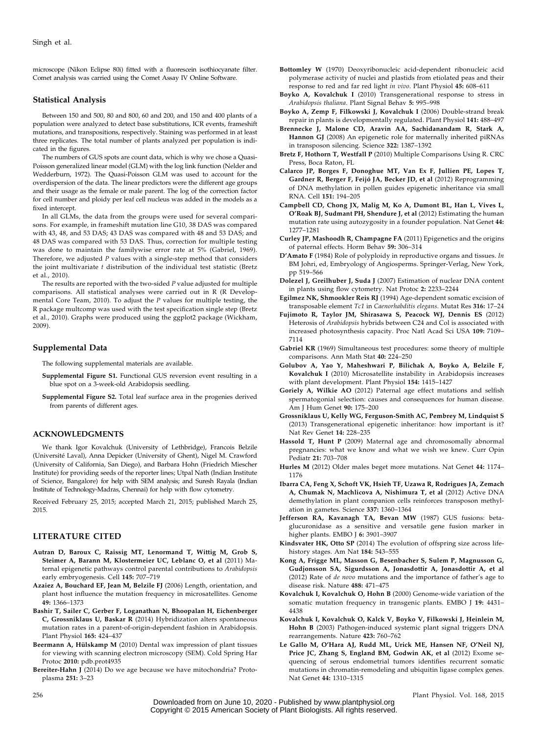microscope (Nikon Eclipse 80i) fitted with a fluorescein isothiocyanate filter. Comet analysis was carried using the Comet Assay IV Online Software.

### Statistical Analysis

Between 150 and 500, 80 and 800, 60 and 200, and 150 and 400 plants of a population were analyzed to detect base substitutions, ICR events, frameshift mutations, and transpositions, respectively. Staining was performed in at least three replicates. The total number of plants analyzed per population is indicated in the figures.

The numbers of GUS spots are count data, which is why we chose a Quasi-Poisson generalized linear model (GLM) with the log link function (Nelder and Wedderburn, 1972). The Quasi-Poisson GLM was used to account for the overdispersion of the data. The linear predictors were the different age groups and their usage as the female or male parent. The log of the correction factor for cell number and ploidy per leaf cell nucleus was added in the models as a fixed intercept.

In all GLMs, the data from the groups were used for several comparisons. For example, in frameshift mutation line G10, 38 DAS was compared with 43, 48, and 53 DAS; 43 DAS was compared with 48 and 53 DAS; and 48 DAS was compared with 53 DAS. Thus, correction for multiple testing was done to maintain the familywise error rate at 5% (Gabriel, 1969). Therefore, we adjusted *P* values with a single-step method that considers the joint multivariate *t* distribution of the individual test statistic (Bretz et al., 2010).

The results are reported with the two-sided *P* value adjusted for multiple comparisons. All statistical analyses were carried out in R (R Development Core Team, 2010). To adjust the *P* values for multiple testing, the R package multcomp was used with the test specification single step (Bretz et al., 2010). Graphs were produced using the ggplot2 package (Wickham, 2009).

### Supplemental Data

The following supplemental materials are available.

**Supplemental Figure S1.** Functional GUS reversion event resulting in a blue spot on a 3-week-old Arabidopsis seedling.

**Supplemental Figure S2.** Total leaf surface area in the progenies derived from parents of different ages.

## ACKNOWLEDGMENTS

We thank Igor Kovalchuk (University of Lethbridge), Francois Belzile (Université Laval), Anna Depicker (University of Ghent), Nigel M. Crawford (University of California, San Diego), and Barbara Hohn (Friedrich Miescher Institute) for providing seeds of the reporter lines; Utpal Nath (Indian Institute of Science, Bangalore) for help with SEM analysis; and Suresh Rayala (Indian Institute of Technology-Madras, Chennai) for help with flow cytometry.

Received February 25, 2015; accepted March 21, 2015; published March 25, 2015.

## LITERATURE CITED

**Autran D, Baroux C, Raissig MT, Lenormand T, Wittig M, Grob S, Steimer A, Barann M, Klostermeier UC, Leblanc O, et al** (2011) Maternal epigenetic pathways control parental contributions to *Arabidopsis* early embryogenesis. Cell **145:** 707–719

**Azaiez A, Bouchard EF, Jean M, Belzile FJ** (2006) Length, orientation, and plant host influence the mutation frequency in microsatellites. Genome **49:** 1366–1373

**Bashir T, Sailer C, Gerber F, Loganathan N, Bhoopalan H, Eichenberger C, Grossniklaus U, Baskar R** (2014) Hybridization alters spontaneous mutation rates in a parent-of-origin-dependent fashion in Arabidopsis. Plant Physiol **165:** 424–437

**Beermann A, Hülskamp M** (2010) Dental wax impression of plant tissues for viewing with scanning electron microscopy (SEM). Cold Spring Har Protoc **2010:** pdb.prot4935

**Bereiter-Hahn J** (2014) Do we age because we have mitochondria? Protoplasma **251:** 3–23

**Bottomley W** (1970) Deoxyribonucleic acid-dependent ribonucleic acid polymerase activity of nuclei and plastids from etiolated peas and their response to red and far red light *in vivo*. Plant Physiol **45:** 608–611

**Boyko A, Kovalchuk I** (2010) Transgenerational response to stress in *Arabidopsis thaliana*. Plant Signal Behav **5:** 995–998

**Boyko A, Zemp F, Filkowski J, Kovalchuk I** (2006) Double-strand break repair in plants is developmentally regulated. Plant Physiol **141:** 488–497

**Brennecke J, Malone CD, Aravin AA, Sachidanandam R, Stark A, Hannon GJ** (2008) An epigenetic role for maternally inherited piRNAs in transposon silencing. Science **322:** 1387–1392

**Bretz F, Hothorn T, Westfall P** (2010) Multiple Comparisons Using R. CRC Press, Boca Raton, FL

**Calarco JP, Borges F, Donoghue MT, Van Ex F, Jullien PE, Lopes T, Gardner R, Berger F, Feijó JA, Becker JD, et al** (2012) Reprogramming of DNA methylation in pollen guides epigenetic inheritance via small RNA. Cell **151:** 194–205

**Campbell CD, Chong JX, Malig M, Ko A, Dumont BL, Han L, Vives L, O'Roak BJ, Sudmant PH, Shendure J, et al** (2012) Estimating the human mutation rate using autozygosity in a founder population. Nat Genet **44:** 1277–1281

**Curley JP, Mashoodh R, Champagne FA** (2011) Epigenetics and the origins of paternal effects. Horm Behav **59:** 306–314

**D'Amato F** (1984) Role of polyploidy in reproductive organs and tissues. *In* BM Johri, ed, Embryology of Angiosperms. Springer-Verlag, New York, pp 519–566

**Dolezel J, Greilhuber J, Suda J** (2007) Estimation of nuclear DNA content in plants using flow cytometry. Nat Protoc **2:** 2233–2244

**Egilmez NK, Shmookler Reis RJ** (1994) Age-dependent somatic excision of transposable element *Tc1* in *Caenorhabditis elegans*. Mutat Res **316:** 17–24

**Fujimoto R, Taylor JM, Shirasawa S, Peacock WJ, Dennis ES** (2012) Heterosis of *Arabidopsis* hybrids between C24 and Col is associated with increased photosynthesis capacity. Proc Natl Acad Sci USA **109:** 7109–7114

**Gabriel KR** (1969) Simultaneous test procedures: some theory of multiple comparisons. Ann Math Stat **40:** 224–250

**Golubov A, Yao Y, Maheshwari P, Bilichak A, Boyko A, Belzile F, Kovalchuk I** (2010) Microsatellite instability in Arabidopsis increases with plant development. Plant Physiol **154:** 1415–1427

**Goriely A, Wilkie AO** (2012) Paternal age effect mutations and selfish spermatogonial selection: causes and consequences for human disease. Am J Hum Genet **90:** 175–200

**Grossniklaus U, Kelly WG, Ferguson-Smith AC, Pembrey M, Lindquist S** (2013) Transgenerational epigenetic inheritance: how important is it? Nat Rev Genet **14:** 228–235

**Hassold T, Hunt P** (2009) Maternal age and chromosomally abnormal pregnancies: what we know and what we wish we knew. Curr Opin Pediatr **21:** 703–708

**Hurles M** (2012) Older males beget more mutations. Nat Genet **44:** 1174–1176

**Ibarra CA, Feng X, Schoft VK, Hsieh TF, Uzawa R, Rodrigues JA, Zemach A, Chumak N, Machlicova A, Nishimura T, et al** (2012) Active DNA demethylation in plant companion cells reinforces transposon methylation in gametes. Science **337:** 1360–1364

**Jefferson RA, Kavanagh TA, Bevan MW** (1987) GUS fusions: beta-glucuronidase as a sensitive and versatile gene fusion marker in higher plants. EMBO J **6:** 3901–3907

**Kindsvater HK, Otto SP** (2014) The evolution of offspring size across life-history stages. Am Nat **184:** 543–555

**Kong A, Frigge ML, Masson G, Besenbacher S, Sulem P, Magnusson G, Gudjonsson SA, Sigurdsson A, Jonasdottir A, Jonasdottir A, et al** (2012) Rate of *de novo* mutations and the importance of father's age to disease risk. Nature **488:** 471–475

**Kovalchuk I, Kovalchuk O, Hohn B** (2000) Genome-wide variation of the somatic mutation frequency in transgenic plants. EMBO J **19:** 4431–4438

**Kovalchuk I, Kovalchuk O, Kalck V, Boyko V, Filkowski J, Heinlein M, Hohn B** (2003) Pathogen-induced systemic plant signal triggers DNA rearrangements. Nature **423:** 760–762

**Le Gallo M, O'Hara AJ, Rudd ML, Urick ME, Hansen NF, O'Neil NJ, Price JC, Zhang S, England BM, Godwin AK, et al** (2012) Exome sequencing of serous endometrial tumors identifies recurrent somatic mutations in chromatin-remodeling and ubiquitin ligase complex genes. Nat Genet **44:** 1310–1315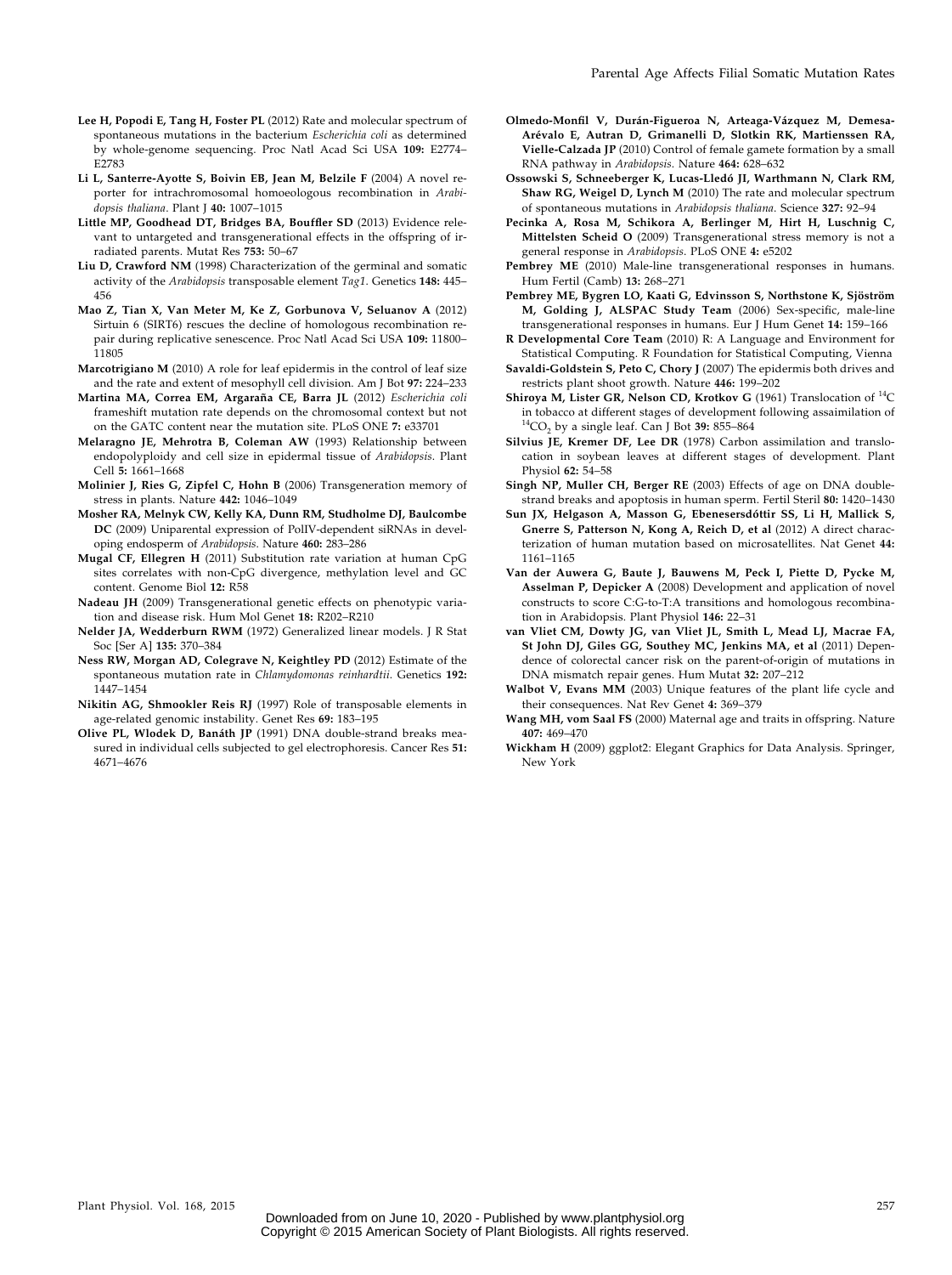**Lee H, Popodi E, Tang H, Foster PL** (2012) Rate and molecular spectrum of spontaneous mutations in the bacterium *Escherichia coli* as determined by whole-genome sequencing. Proc Natl Acad Sci USA **109:** E2774–E2783

**Li L, Santerre-Ayotte S, Boivin EB, Jean M, Belzile F** (2004) A novel reporter for intrachromosomal homoeologous recombination in *Arabidopsis thaliana*. Plant J **40:** 1007–1015

**Little MP, Goodhead DT, Bridges BA, Bouffler SD** (2013) Evidence relevant to untargeted and transgenerational effects in the offspring of irradiated parents. Mutat Res **753:** 50–67

**Liu D, Crawford NM** (1998) Characterization of the germinal and somatic activity of the *Arabidopsis* transposable element *Tag1*. Genetics **148:** 445–456

**Mao Z, Tian X, Van Meter M, Ke Z, Gorbunova V, Seluanov A** (2012) Sirtuin 6 (SIRT6) rescues the decline of homologous recombination repair during replicative senescence. Proc Natl Acad Sci USA **109:** 11800–11805

**Marcotrigiano M** (2010) A role for leaf epidermis in the control of leaf size and the rate and extent of mesophyll cell division. Am J Bot **97:** 224–233

**Martina MA, Correa EM, Argaraña CE, Barra JL** (2012) *Escherichia coli* frameshift mutation rate depends on the chromosomal context but not on the GATC content near the mutation site. PLoS ONE **7:** e33701

**Melaragno JE, Mehrotra B, Coleman AW** (1993) Relationship between endopolyploidy and cell size in epidermal tissue of *Arabidopsis*. Plant Cell **5:** 1661–1668

**Molinier J, Ries G, Zipfel C, Hohn B** (2006) Transgeneration memory of stress in plants. Nature **442:** 1046–1049

**Mosher RA, Melnyk CW, Kelly KA, Dunn RM, Studholme DJ, Baulcombe DC** (2009) Uniparental expression of PolIV-dependent siRNAs in developing endosperm of *Arabidopsis*. Nature **460:** 283–286

**Mugal CF, Ellegren H** (2011) Substitution rate variation at human CpG sites correlates with non-CpG divergence, methylation level and GC content. Genome Biol **12:** R58

**Nadeau JH** (2009) Transgenerational genetic effects on phenotypic variation and disease risk. Hum Mol Genet **18:** R202–R210

**Nelder JA, Wedderburn RWM** (1972) Generalized linear models. J R Stat Soc [Ser A] **135:** 370–384

**Ness RW, Morgan AD, Colegrave N, Keightley PD** (2012) Estimate of the spontaneous mutation rate in *Chlamydomonas reinhardtii*. Genetics **192:** 1447–1454

**Nikitin AG, Shmookler Reis RJ** (1997) Role of transposable elements in age-related genomic instability. Genet Res **69:** 183–195

**Olive PL, Wlodek D, Banáth JP** (1991) DNA double-strand breaks measured in individual cells subjected to gel electrophoresis. Cancer Res **51:** 4671–4676

**Olmedo-Monfil V, Durán-Figueroa N, Arteaga-Vázquez M, Demesa-Arévalo E, Autran D, Grimanelli D, Slotkin RK, Martienssen RA, Vielle-Calzada JP** (2010) Control of female gamete formation by a small RNA pathway in *Arabidopsis*. Nature **464:** 628–632

**Ossowski S, Schneeberger K, Lucas-Lledó JI, Warthmann N, Clark RM, Shaw RG, Weigel D, Lynch M** (2010) The rate and molecular spectrum of spontaneous mutations in *Arabidopsis thaliana*. Science **327:** 92–94

**Pecinka A, Rosa M, Schikora A, Berlinger M, Hirt H, Luschnig C, Mittelsten Scheid O** (2009) Transgenerational stress memory is not a general response in *Arabidopsis*. PLoS ONE **4:** e5202

**Pembrey ME** (2010) Male-line transgenerational responses in humans. Hum Fertil (Camb) **13:** 268–271

**Pembrey ME, Bygren LO, Kaati G, Edvinsson S, Northstone K, Sjöström M, Golding J, ALSPAC Study Team** (2006) Sex-specific, male-line transgenerational responses in humans. Eur J Hum Genet **14:** 159–166

**R Developmental Core Team** (2010) R: A Language and Environment for Statistical Computing. R Foundation for Statistical Computing, Vienna

**Savaldi-Goldstein S, Peto C, Chory J** (2007) The epidermis both drives and restricts plant shoot growth. Nature **446:** 199–202

**Shiroya M, Lister GR, Nelson CD, Krotkov G** (1961) Translocation of $^{14}C$ in tobacco at different stages of development following assaimilation of $^{14}CO_2$ by a single leaf. Can J Bot **39:** 855–864

**Silvius JE, Kremer DF, Lee DR** (1978) Carbon assimilation and translocation in soybean leaves at different stages of development. Plant Physiol **62:** 54–58

**Singh NP, Muller CH, Berger RE** (2003) Effects of age on DNA double-strand breaks and apoptosis in human sperm. Fertil Steril **80:** 1420–1430

**Sun JX, Helgason A, Masson G, Ebenesersdóttir SS, Li H, Mallick S, Gnerre S, Patterson N, Kong A, Reich D, et al** (2012) A direct characterization of human mutation based on microsatellites. Nat Genet **44:** 1161–1165

**Van der Auwera G, Baute J, Bauwens M, Peck I, Piette D, Pycke M, Asselman P, Depicker A** (2008) Development and application of novel constructs to score C:G-to-T:A transitions and homologous recombination in Arabidopsis. Plant Physiol **146:** 22–31

**van Vliet CM, Dowty JG, van Vliet JL, Smith L, Mead LJ, Macrae FA, St John DJ, Giles GG, Southey MC, Jenkins MA, et al** (2011) Dependence of colorectal cancer risk on the parent-of-origin of mutations in DNA mismatch repair genes. Hum Mutat **32:** 207–212

**Walbot V, Evans MM** (2003) Unique features of the plant life cycle and their consequences. Nat Rev Genet **4:** 369–379

**Wang MH, vom Saal FS** (2000) Maternal age and traits in offspring. Nature **407:** 469–470

**Wickham H** (2009) ggplot2: Elegant Graphics for Data Analysis. Springer, New York